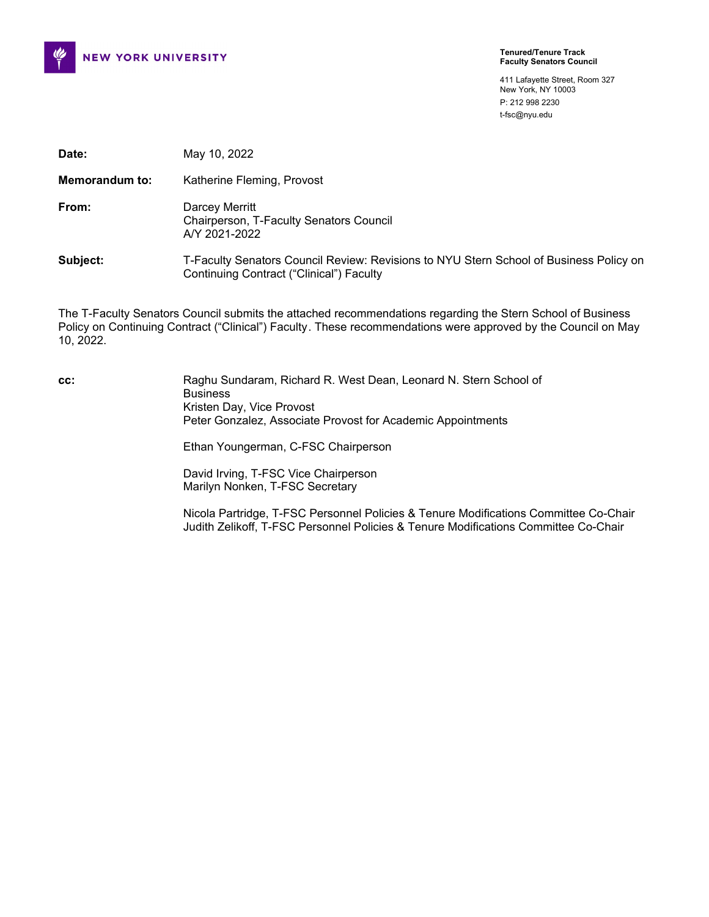**NEW YORK UNIVERSITY**

**Tenured/Tenure Track**
**Faculty Senators Council**

411 Lafayette Street, Room 327
New York, NY 10003
P: 212 998 2230
t-fsc@nyu.edu

| | |
|---|---|
| **Date:** | May 10, 2022 |
| **Memorandum to:** | Katherine Fleming, Provost |
| **From:** | Darcey Merritt<br>Chairperson, T-Faculty Senators Council<br>A/Y 2021-2022 |
| **Subject:** | T-Faculty Senators Council Review: Revisions to NYU Stern School of Business Policy on Continuing Contract (“Clinical”) Faculty |

The T-Faculty Senators Council submits the attached recommendations regarding the Stern School of Business Policy on Continuing Contract (“Clinical”) Faculty. These recommendations were approved by the Council on May 10, 2022.

**cc:**

Raghu Sundaram, Richard R. West Dean, Leonard N. Stern School of Business
Kristen Day, Vice Provost
Peter Gonzalez, Associate Provost for Academic Appointments

Ethan Youngerman, C-FSC Chairperson

David Irving, T-FSC Vice Chairperson
Marilyn Nonken, T-FSC Secretary

Nicola Partridge, T-FSC Personnel Policies & Tenure Modifications Committee Co-Chair
Judith Zelikoff, T-FSC Personnel Policies & Tenure Modifications Committee Co-Chair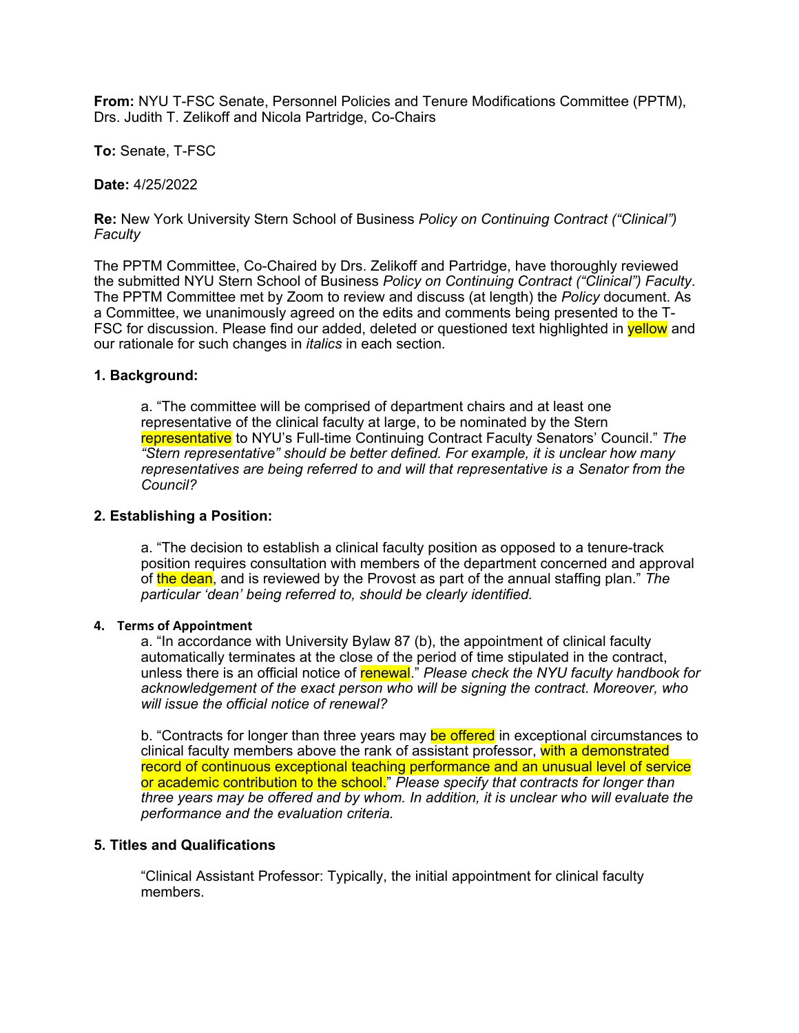**From:** NYU T-FSC Senate, Personnel Policies and Tenure Modifications Committee (PPTM), Drs. Judith T. Zelikoff and Nicola Partridge, Co-Chairs

**To:** Senate, T-FSC

**Date:** 4/25/2022

**Re:** New York University Stern School of Business *Policy on Continuing Contract ("Clinical") Faculty*

The PPTM Committee, Co-Chaired by Drs. Zelikoff and Partridge, have thoroughly reviewed the submitted NYU Stern School of Business *Policy on Continuing Contract ("Clinical") Faculty*. The PPTM Committee met by Zoom to review and discuss (at length) the *Policy* document. As a Committee, we unanimously agreed on the edits and comments being presented to the T-FSC for discussion. Please find our added, deleted or questioned text highlighted in yellow and our rationale for such changes in *italics* in each section.

### 1. Background:

a. "The committee will be comprised of department chairs and at least one representative of the clinical faculty at large, to be nominated by the Stern representative to NYU's Full-time Continuing Contract Faculty Senators' Council." *The "Stern representative" should be better defined. For example, it is unclear how many representatives are being referred to and will that representative is a Senator from the Council?*

### 2. Establishing a Position:

a. "The decision to establish a clinical faculty position as opposed to a tenure-track position requires consultation with members of the department concerned and approval of the dean, and is reviewed by the Provost as part of the annual staffing plan." *The particular 'dean' being referred to, should be clearly identified.*

### 4. Terms of Appointment

a. "In accordance with University Bylaw 87 (b), the appointment of clinical faculty automatically terminates at the close of the period of time stipulated in the contract, unless there is an official notice of renewal." *Please check the NYU faculty handbook for acknowledgement of the exact person who will be signing the contract. Moreover, who will issue the official notice of renewal?*

b. "Contracts for longer than three years may be offered in exceptional circumstances to clinical faculty members above the rank of assistant professor, with a demonstrated record of continuous exceptional teaching performance and an unusual level of service or academic contribution to the school." *Please specify that contracts for longer than three years may be offered and by whom. In addition, it is unclear who will evaluate the performance and the evaluation criteria.*

### 5. Titles and Qualifications

"Clinical Assistant Professor: Typically, the initial appointment for clinical faculty members.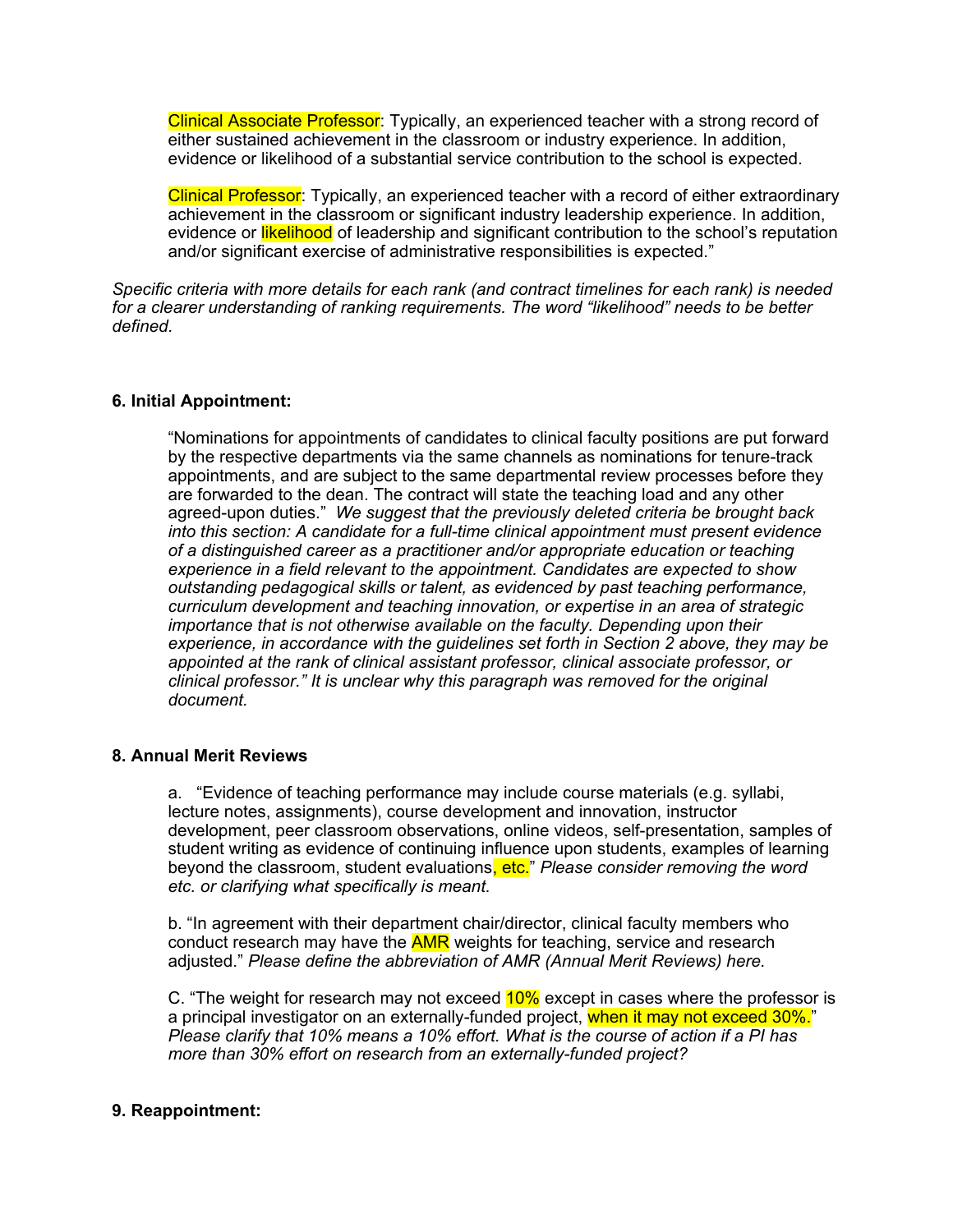Clinical Associate Professor: Typically, an experienced teacher with a strong record of either sustained achievement in the classroom or industry experience. In addition, evidence or likelihood of a substantial service contribution to the school is expected.

Clinical Professor: Typically, an experienced teacher with a record of either extraordinary achievement in the classroom or significant industry leadership experience. In addition, evidence or likelihood of leadership and significant contribution to the school's reputation and/or significant exercise of administrative responsibilities is expected."

*Specific criteria with more details for each rank (and contract timelines for each rank) is needed for a clearer understanding of ranking requirements. The word "likelihood" needs to be better defined.*

**6. Initial Appointment:**

"Nominations for appointments of candidates to clinical faculty positions are put forward by the respective departments via the same channels as nominations for tenure-track appointments, and are subject to the same departmental review processes before they are forwarded to the dean. The contract will state the teaching load and any other agreed-upon duties." *We suggest that the previously deleted criteria be brought back into this section: A candidate for a full-time clinical appointment must present evidence of a distinguished career as a practitioner and/or appropriate education or teaching experience in a field relevant to the appointment. Candidates are expected to show outstanding pedagogical skills or talent, as evidenced by past teaching performance, curriculum development and teaching innovation, or expertise in an area of strategic importance that is not otherwise available on the faculty. Depending upon their experience, in accordance with the guidelines set forth in Section 2 above, they may be appointed at the rank of clinical assistant professor, clinical associate professor, or clinical professor." It is unclear why this paragraph was removed for the original document.*

**8. Annual Merit Reviews**

a. "Evidence of teaching performance may include course materials (e.g. syllabi, lecture notes, assignments), course development and innovation, instructor development, peer classroom observations, online videos, self-presentation, samples of student writing as evidence of continuing influence upon students, examples of learning beyond the classroom, student evaluations, etc." *Please consider removing the word etc. or clarifying what specifically is meant.*

b. "In agreement with their department chair/director, clinical faculty members who conduct research may have the AMR weights for teaching, service and research adjusted." *Please define the abbreviation of AMR (Annual Merit Reviews) here.*

C. "The weight for research may not exceed 10% except in cases where the professor is a principal investigator on an externally-funded project, when it may not exceed 30%." *Please clarify that 10% means a 10% effort. What is the course of action if a PI has more than 30% effort on research from an externally-funded project?*

**9. Reappointment:**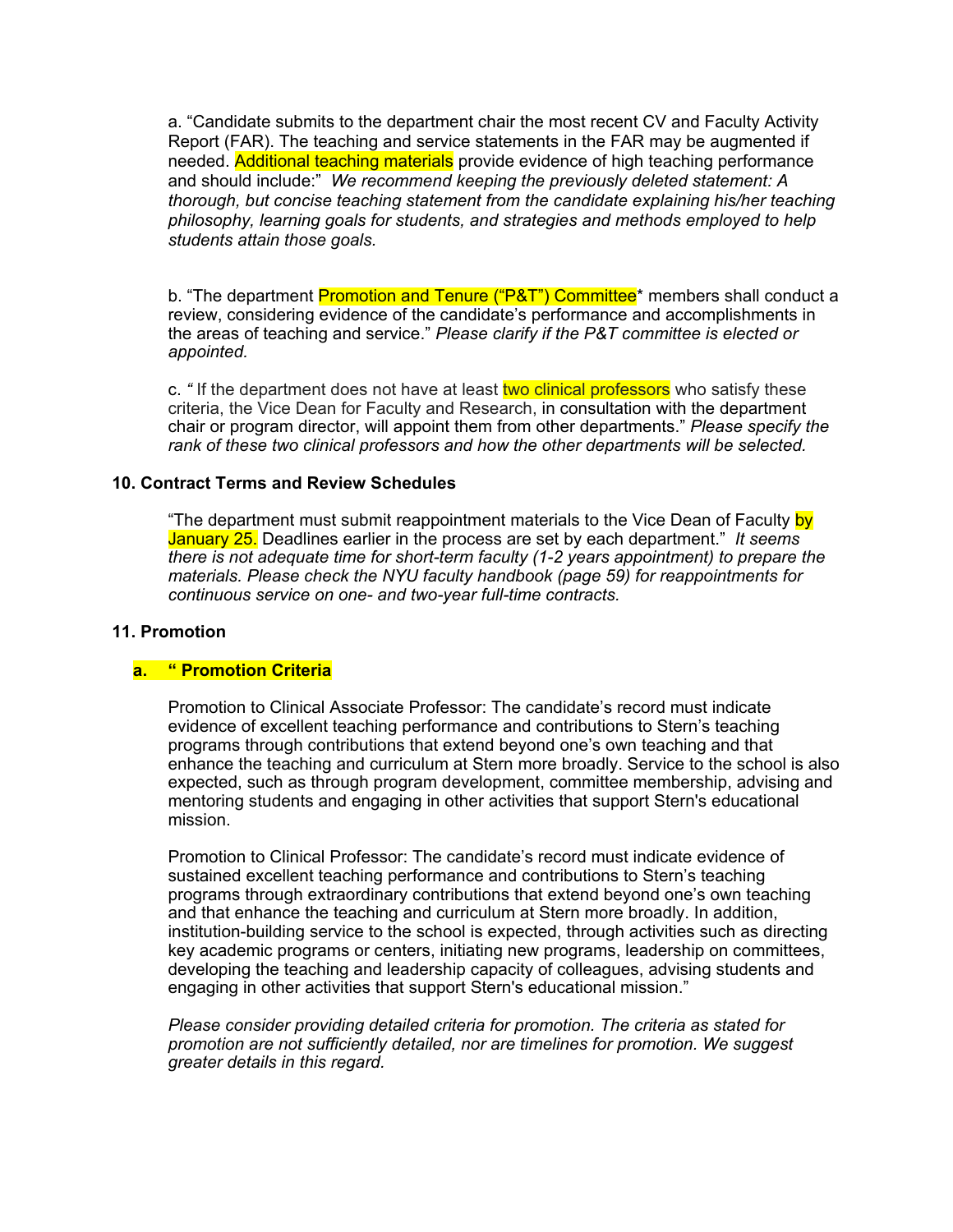a. "Candidate submits to the department chair the most recent CV and Faculty Activity Report (FAR). The teaching and service statements in the FAR may be augmented if needed. Additional teaching materials provide evidence of high teaching performance and should include:" *We recommend keeping the previously deleted statement: A thorough, but concise teaching statement from the candidate explaining his/her teaching philosophy, learning goals for students, and strategies and methods employed to help students attain those goals.*

b. "The department Promotion and Tenure ("P&T") Committee* members shall conduct a review, considering evidence of the candidate's performance and accomplishments in the areas of teaching and service." *Please clarify if the P&T committee is elected or appointed.*

c. " If the department does not have at least two clinical professors who satisfy these criteria, the Vice Dean for Faculty and Research, in consultation with the department chair or program director, will appoint them from other departments." *Please specify the rank of these two clinical professors and how the other departments will be selected.*

### 10. Contract Terms and Review Schedules

"The department must submit reappointment materials to the Vice Dean of Faculty by January 25. Deadlines earlier in the process are set by each department." *It seems there is not adequate time for short-term faculty (1-2 years appointment) to prepare the materials. Please check the NYU faculty handbook (page 59) for reappointments for continuous service on one- and two-year full-time contracts.*

### 11. Promotion

**a. " Promotion Criteria**

Promotion to Clinical Associate Professor: The candidate's record must indicate evidence of excellent teaching performance and contributions to Stern's teaching programs through contributions that extend beyond one's own teaching and that enhance the teaching and curriculum at Stern more broadly. Service to the school is also expected, such as through program development, committee membership, advising and mentoring students and engaging in other activities that support Stern's educational mission.

Promotion to Clinical Professor: The candidate's record must indicate evidence of sustained excellent teaching performance and contributions to Stern's teaching programs through extraordinary contributions that extend beyond one's own teaching and that enhance the teaching and curriculum at Stern more broadly. In addition, institution-building service to the school is expected, through activities such as directing key academic programs or centers, initiating new programs, leadership on committees, developing the teaching and leadership capacity of colleagues, advising students and engaging in other activities that support Stern's educational mission."

*Please consider providing detailed criteria for promotion. The criteria as stated for promotion are not sufficiently detailed, nor are timelines for promotion. We suggest greater details in this regard.*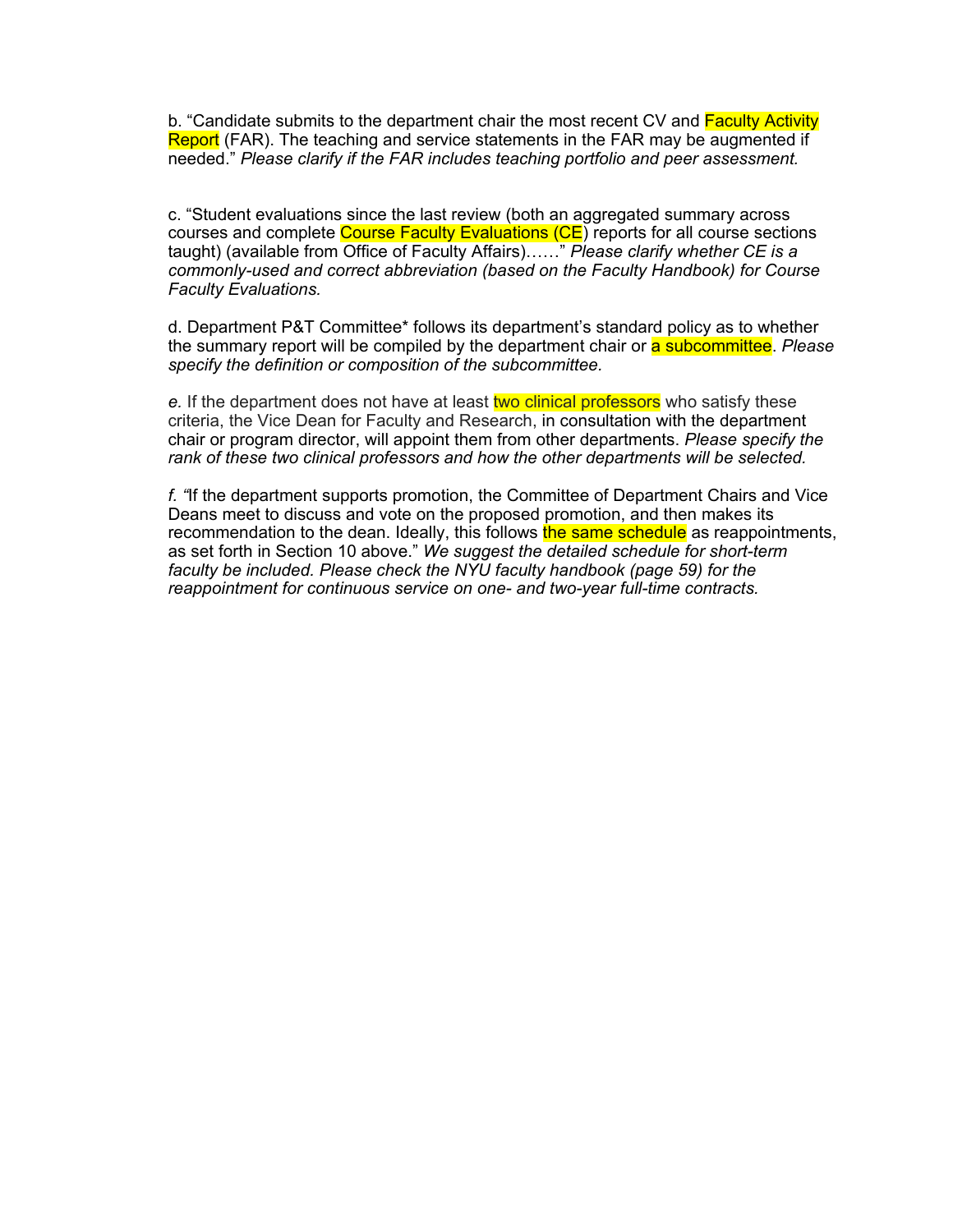b. “Candidate submits to the department chair the most recent CV and Faculty Activity Report (FAR). The teaching and service statements in the FAR may be augmented if needed.” *Please clarify if the FAR includes teaching portfolio and peer assessment.*

c. “Student evaluations since the last review (both an aggregated summary across courses and complete Course Faculty Evaluations (CE) reports for all course sections taught) (available from Office of Faculty Affairs)……” *Please clarify whether CE is a commonly-used and correct abbreviation (based on the Faculty Handbook) for Course Faculty Evaluations.*

d. Department P&T Committee* follows its department’s standard policy as to whether the summary report will be compiled by the department chair or a subcommittee. *Please specify the definition or composition of the subcommittee.*

*e.* If the department does not have at least two clinical professors who satisfy these criteria, the Vice Dean for Faculty and Research, in consultation with the department chair or program director, will appoint them from other departments. *Please specify the rank of these two clinical professors and how the other departments will be selected.*

*f. “*If the department supports promotion, the Committee of Department Chairs and Vice Deans meet to discuss and vote on the proposed promotion, and then makes its recommendation to the dean. Ideally, this follows the same schedule as reappointments, as set forth in Section 10 above.” *We suggest the detailed schedule for short-term faculty be included. Please check the NYU faculty handbook (page 59) for the reappointment for continuous service on one- and two-year full-time contracts.*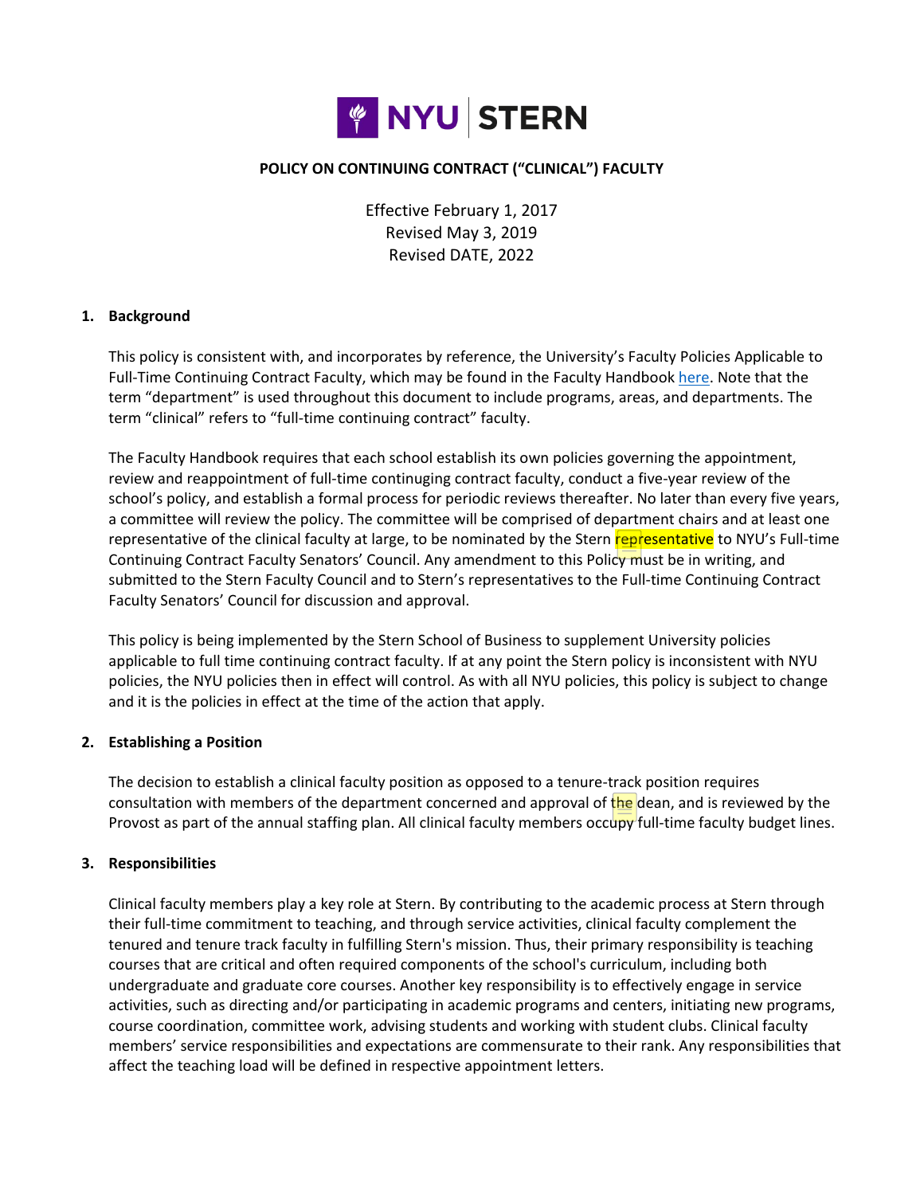**POLICY ON CONTINUING CONTRACT ("CLINICAL") FACULTY**

Effective February 1, 2017
Revised May 3, 2019
Revised DATE, 2022

## 1. Background

This policy is consistent with, and incorporates by reference, the University's Faculty Policies Applicable to Full-Time Continuing Contract Faculty, which may be found in the Faculty Handbook here. Note that the term "department" is used throughout this document to include programs, areas, and departments. The term "clinical" refers to "full-time continuing contract" faculty.

The Faculty Handbook requires that each school establish its own policies governing the appointment, review and reappointment of full-time continuging contract faculty, conduct a five-year review of the school's policy, and establish a formal process for periodic reviews thereafter. No later than every five years, a committee will review the policy. The committee will be comprised of department chairs and at least one representative of the clinical faculty at large, to be nominated by the Stern representative to NYU's Full-time Continuing Contract Faculty Senators' Council. Any amendment to this Policy must be in writing, and submitted to the Stern Faculty Council and to Stern's representatives to the Full-time Continuing Contract Faculty Senators' Council for discussion and approval.

This policy is being implemented by the Stern School of Business to supplement University policies applicable to full time continuing contract faculty. If at any point the Stern policy is inconsistent with NYU policies, the NYU policies then in effect will control. As with all NYU policies, this policy is subject to change and it is the policies in effect at the time of the action that apply.

## 2. Establishing a Position

The decision to establish a clinical faculty position as opposed to a tenure-track position requires consultation with members of the department concerned and approval of the dean, and is reviewed by the Provost as part of the annual staffing plan. All clinical faculty members occupy full-time faculty budget lines.

## 3. Responsibilities

Clinical faculty members play a key role at Stern. By contributing to the academic process at Stern through their full-time commitment to teaching, and through service activities, clinical faculty complement the tenured and tenure track faculty in fulfilling Stern's mission. Thus, their primary responsibility is teaching courses that are critical and often required components of the school's curriculum, including both undergraduate and graduate core courses. Another key responsibility is to effectively engage in service activities, such as directing and/or participating in academic programs and centers, initiating new programs, course coordination, committee work, advising students and working with student clubs. Clinical faculty members' service responsibilities and expectations are commensurate to their rank. Any responsibilities that affect the teaching load will be defined in respective appointment letters.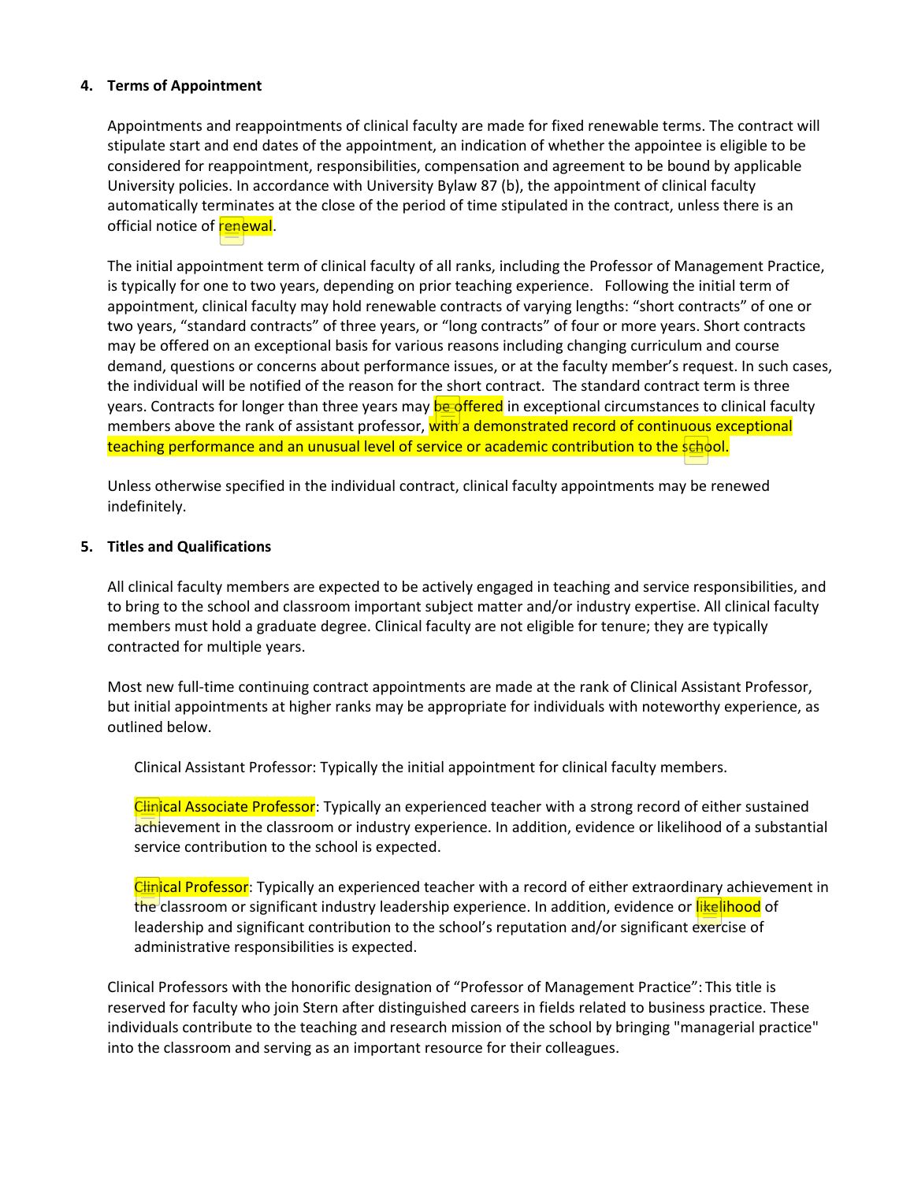## 4. Terms of Appointment

Appointments and reappointments of clinical faculty are made for fixed renewable terms. The contract will stipulate start and end dates of the appointment, an indication of whether the appointee is eligible to be considered for reappointment, responsibilities, compensation and agreement to be bound by applicable University policies. In accordance with University Bylaw 87 (b), the appointment of clinical faculty automatically terminates at the close of the period of time stipulated in the contract, unless there is an official notice of renewal.

The initial appointment term of clinical faculty of all ranks, including the Professor of Management Practice, is typically for one to two years, depending on prior teaching experience. Following the initial term of appointment, clinical faculty may hold renewable contracts of varying lengths: "short contracts" of one or two years, "standard contracts" of three years, or "long contracts" of four or more years. Short contracts may be offered on an exceptional basis for various reasons including changing curriculum and course demand, questions or concerns about performance issues, or at the faculty member's request. In such cases, the individual will be notified of the reason for the short contract. The standard contract term is three years. Contracts for longer than three years may be offered in exceptional circumstances to clinical faculty members above the rank of assistant professor, with a demonstrated record of continuous exceptional teaching performance and an unusual level of service or academic contribution to the school.

Unless otherwise specified in the individual contract, clinical faculty appointments may be renewed indefinitely.

## 5. Titles and Qualifications

All clinical faculty members are expected to be actively engaged in teaching and service responsibilities, and to bring to the school and classroom important subject matter and/or industry expertise. All clinical faculty members must hold a graduate degree. Clinical faculty are not eligible for tenure; they are typically contracted for multiple years.

Most new full-time continuing contract appointments are made at the rank of Clinical Assistant Professor, but initial appointments at higher ranks may be appropriate for individuals with noteworthy experience, as outlined below.

Clinical Assistant Professor: Typically the initial appointment for clinical faculty members.

Clinical Associate Professor: Typically an experienced teacher with a strong record of either sustained achievement in the classroom or industry experience. In addition, evidence or likelihood of a substantial service contribution to the school is expected.

Clinical Professor: Typically an experienced teacher with a record of either extraordinary achievement in the classroom or significant industry leadership experience. In addition, evidence or likelihood of leadership and significant contribution to the school's reputation and/or significant exercise of administrative responsibilities is expected.

Clinical Professors with the honorific designation of "Professor of Management Practice": This title is reserved for faculty who join Stern after distinguished careers in fields related to business practice. These individuals contribute to the teaching and research mission of the school by bringing "managerial practice" into the classroom and serving as an important resource for their colleagues.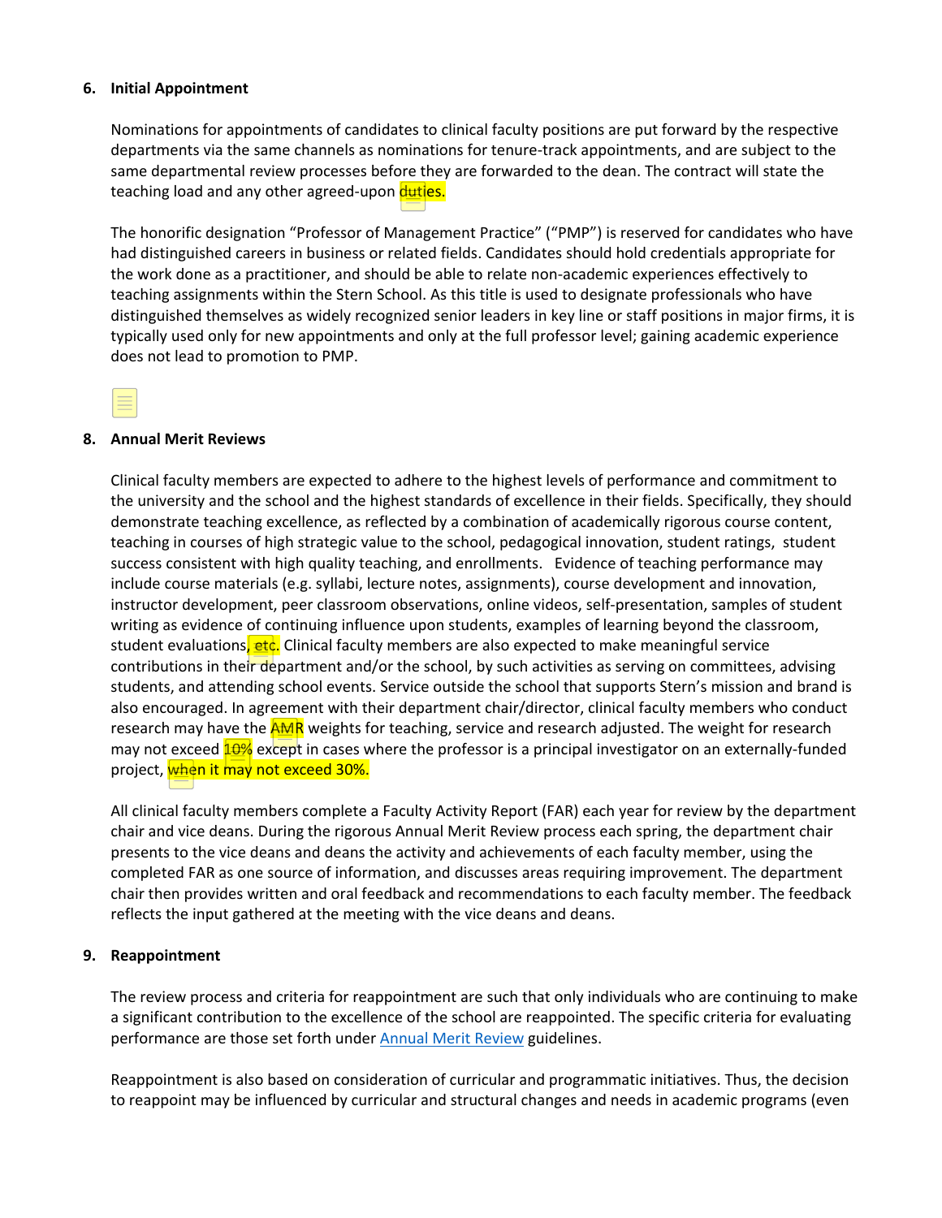## 6. Initial Appointment

Nominations for appointments of candidates to clinical faculty positions are put forward by the respective departments via the same channels as nominations for tenure-track appointments, and are subject to the same departmental review processes before they are forwarded to the dean. The contract will state the teaching load and any other agreed-upon duties.

The honorific designation "Professor of Management Practice" ("PMP") is reserved for candidates who have had distinguished careers in business or related fields. Candidates should hold credentials appropriate for the work done as a practitioner, and should be able to relate non-academic experiences effectively to teaching assignments within the Stern School. As this title is used to designate professionals who have distinguished themselves as widely recognized senior leaders in key line or staff positions in major firms, it is typically used only for new appointments and only at the full professor level; gaining academic experience does not lead to promotion to PMP.

## 8. Annual Merit Reviews

Clinical faculty members are expected to adhere to the highest levels of performance and commitment to the university and the school and the highest standards of excellence in their fields. Specifically, they should demonstrate teaching excellence, as reflected by a combination of academically rigorous course content, teaching in courses of high strategic value to the school, pedagogical innovation, student ratings, student success consistent with high quality teaching, and enrollments. Evidence of teaching performance may include course materials (e.g. syllabi, lecture notes, assignments), course development and innovation, instructor development, peer classroom observations, online videos, self-presentation, samples of student writing as evidence of continuing influence upon students, examples of learning beyond the classroom, student evaluations, etc. Clinical faculty members are also expected to make meaningful service contributions in their department and/or the school, by such activities as serving on committees, advising students, and attending school events. Service outside the school that supports Stern's mission and brand is also encouraged. In agreement with their department chair/director, clinical faculty members who conduct research may have the AMR weights for teaching, service and research adjusted. The weight for research may not exceed 10% except in cases where the professor is a principal investigator on an externally-funded project, when it may not exceed 30%.

All clinical faculty members complete a Faculty Activity Report (FAR) each year for review by the department chair and vice deans. During the rigorous Annual Merit Review process each spring, the department chair presents to the vice deans and deans the activity and achievements of each faculty member, using the completed FAR as one source of information, and discusses areas requiring improvement. The department chair then provides written and oral feedback and recommendations to each faculty member. The feedback reflects the input gathered at the meeting with the vice deans and deans.

## 9. Reappointment

The review process and criteria for reappointment are such that only individuals who are continuing to make a significant contribution to the excellence of the school are reappointed. The specific criteria for evaluating performance are those set forth under Annual Merit Review guidelines.

Reappointment is also based on consideration of curricular and programmatic initiatives. Thus, the decision to reappoint may be influenced by curricular and structural changes and needs in academic programs (even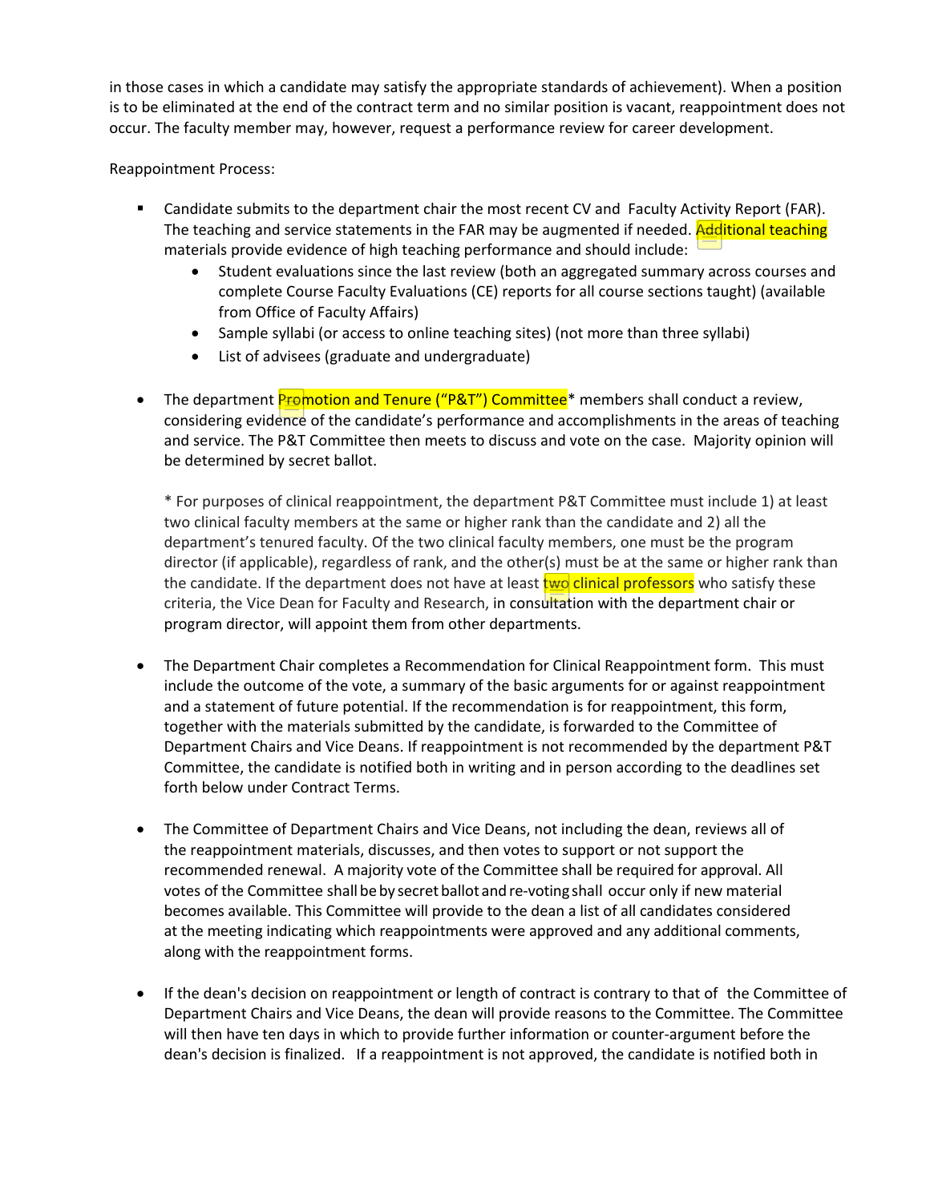in those cases in which a candidate may satisfy the appropriate standards of achievement). When a position is to be eliminated at the end of the contract term and no similar position is vacant, reappointment does not occur. The faculty member may, however, request a performance review for career development.

Reappointment Process:

- Candidate submits to the department chair the most recent CV and Faculty Activity Report (FAR). The teaching and service statements in the FAR may be augmented if needed. Additional teaching materials provide evidence of high teaching performance and should include:
  - Student evaluations since the last review (both an aggregated summary across courses and complete Course Faculty Evaluations (CE) reports for all course sections taught) (available from Office of Faculty Affairs)
  - Sample syllabi (or access to online teaching sites) (not more than three syllabi)
  - List of advisees (graduate and undergraduate)

- The department Promotion and Tenure ("P&T") Committee* members shall conduct a review, considering evidence of the candidate's performance and accomplishments in the areas of teaching and service. The P&T Committee then meets to discuss and vote on the case. Majority opinion will be determined by secret ballot.

  * For purposes of clinical reappointment, the department P&T Committee must include 1) at least two clinical faculty members at the same or higher rank than the candidate and 2) all the department's tenured faculty. Of the two clinical faculty members, one must be the program director (if applicable), regardless of rank, and the other(s) must be at the same or higher rank than the candidate. If the department does not have at least two clinical professors who satisfy these criteria, the Vice Dean for Faculty and Research, in consultation with the department chair or program director, will appoint them from other departments.

- The Department Chair completes a Recommendation for Clinical Reappointment form. This must include the outcome of the vote, a summary of the basic arguments for or against reappointment and a statement of future potential. If the recommendation is for reappointment, this form, together with the materials submitted by the candidate, is forwarded to the Committee of Department Chairs and Vice Deans. If reappointment is not recommended by the department P&T Committee, the candidate is notified both in writing and in person according to the deadlines set forth below under Contract Terms.

- The Committee of Department Chairs and Vice Deans, not including the dean, reviews all of the reappointment materials, discusses, and then votes to support or not support the recommended renewal. A majority vote of the Committee shall be required for approval. All votes of the Committee shall be by secret ballot and re-voting shall occur only if new material becomes available. This Committee will provide to the dean a list of all candidates considered at the meeting indicating which reappointments were approved and any additional comments, along with the reappointment forms.

- If the dean's decision on reappointment or length of contract is contrary to that of the Committee of Department Chairs and Vice Deans, the dean will provide reasons to the Committee. The Committee will then have ten days in which to provide further information or counter-argument before the dean's decision is finalized. If a reappointment is not approved, the candidate is notified both in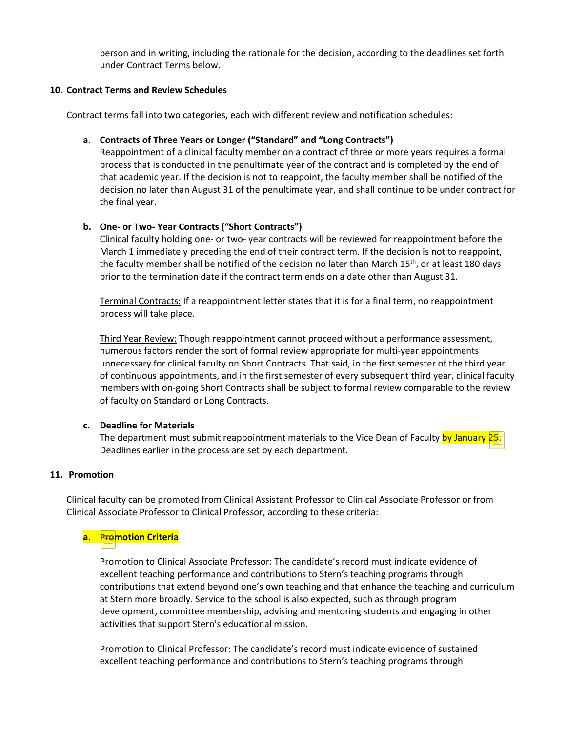person and in writing, including the rationale for the decision, according to the deadlines set forth under Contract Terms below.

## 10. Contract Terms and Review Schedules

Contract terms fall into two categories, each with different review and notification schedules:

### a. Contracts of Three Years or Longer ("Standard" and "Long Contracts")

Reappointment of a clinical faculty member on a contract of three or more years requires a formal process that is conducted in the penultimate year of the contract and is completed by the end of that academic year. If the decision is not to reappoint, the faculty member shall be notified of the decision no later than August 31 of the penultimate year, and shall continue to be under contract for the final year.

### b. One- or Two- Year Contracts ("Short Contracts")

Clinical faculty holding one- or two- year contracts will be reviewed for reappointment before the March 1 immediately preceding the end of their contract term. If the decision is not to reappoint, the faculty member shall be notified of the decision no later than March 15th, or at least 180 days prior to the termination date if the contract term ends on a date other than August 31.

Terminal Contracts: If a reappointment letter states that it is for a final term, no reappointment process will take place.

Third Year Review: Though reappointment cannot proceed without a performance assessment, numerous factors render the sort of formal review appropriate for multi-year appointments unnecessary for clinical faculty on Short Contracts. That said, in the first semester of the third year of continuous appointments, and in the first semester of every subsequent third year, clinical faculty members with on-going Short Contracts shall be subject to formal review comparable to the review of faculty on Standard or Long Contracts.

### c. Deadline for Materials

The department must submit reappointment materials to the Vice Dean of Faculty by January 25. Deadlines earlier in the process are set by each department.

## 11. Promotion

Clinical faculty can be promoted from Clinical Assistant Professor to Clinical Associate Professor or from Clinical Associate Professor to Clinical Professor, according to these criteria:

### a. Promotion Criteria

Promotion to Clinical Associate Professor: The candidate's record must indicate evidence of excellent teaching performance and contributions to Stern's teaching programs through contributions that extend beyond one's own teaching and that enhance the teaching and curriculum at Stern more broadly. Service to the school is also expected, such as through program development, committee membership, advising and mentoring students and engaging in other activities that support Stern's educational mission.

Promotion to Clinical Professor: The candidate's record must indicate evidence of sustained excellent teaching performance and contributions to Stern's teaching programs through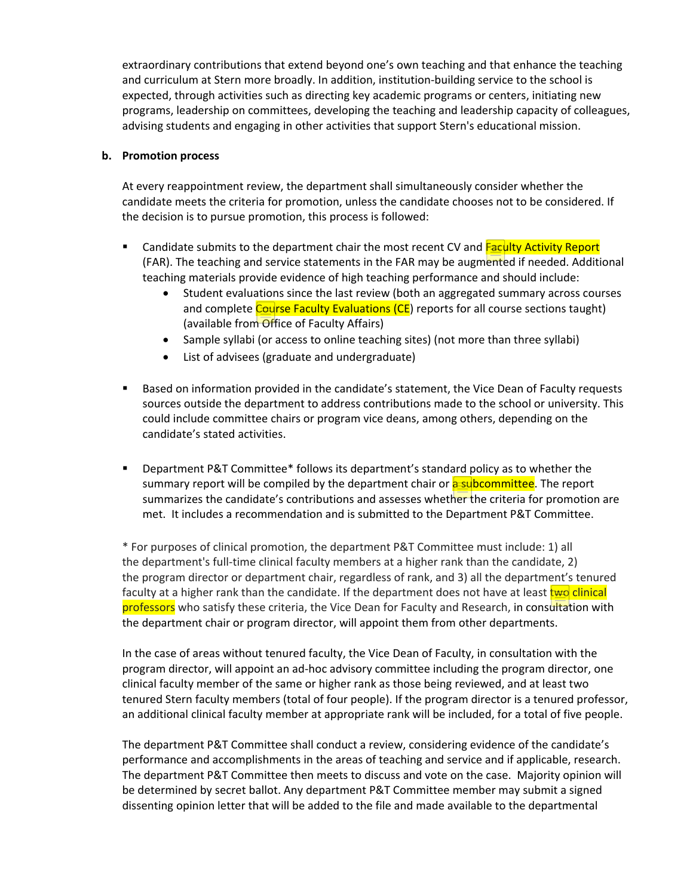extraordinary contributions that extend beyond one's own teaching and that enhance the teaching and curriculum at Stern more broadly. In addition, institution-building service to the school is expected, through activities such as directing key academic programs or centers, initiating new programs, leadership on committees, developing the teaching and leadership capacity of colleagues, advising students and engaging in other activities that support Stern's educational mission.

**b. Promotion process**

At every reappointment review, the department shall simultaneously consider whether the candidate meets the criteria for promotion, unless the candidate chooses not to be considered. If the decision is to pursue promotion, this process is followed:

- Candidate submits to the department chair the most recent CV and Faculty Activity Report (FAR). The teaching and service statements in the FAR may be augmented if needed. Additional teaching materials provide evidence of high teaching performance and should include:
  - Student evaluations since the last review (both an aggregated summary across courses and complete Course Faculty Evaluations (CE) reports for all course sections taught) (available from Office of Faculty Affairs)
  - Sample syllabi (or access to online teaching sites) (not more than three syllabi)
  - List of advisees (graduate and undergraduate)

- Based on information provided in the candidate's statement, the Vice Dean of Faculty requests sources outside the department to address contributions made to the school or university. This could include committee chairs or program vice deans, among others, depending on the candidate's stated activities.

- Department P&T Committee* follows its department's standard policy as to whether the summary report will be compiled by the department chair or a subcommittee. The report summarizes the candidate's contributions and assesses whether the criteria for promotion are met. It includes a recommendation and is submitted to the Department P&T Committee.

* For purposes of clinical promotion, the department P&T Committee must include: 1) all the department's full-time clinical faculty members at a higher rank than the candidate, 2) the program director or department chair, regardless of rank, and 3) all the department's tenured faculty at a higher rank than the candidate. If the department does not have at least two clinical professors who satisfy these criteria, the Vice Dean for Faculty and Research, in consultation with the department chair or program director, will appoint them from other departments.

In the case of areas without tenured faculty, the Vice Dean of Faculty, in consultation with the program director, will appoint an ad-hoc advisory committee including the program director, one clinical faculty member of the same or higher rank as those being reviewed, and at least two tenured Stern faculty members (total of four people). If the program director is a tenured professor, an additional clinical faculty member at appropriate rank will be included, for a total of five people.

The department P&T Committee shall conduct a review, considering evidence of the candidate's performance and accomplishments in the areas of teaching and service and if applicable, research. The department P&T Committee then meets to discuss and vote on the case. Majority opinion will be determined by secret ballot. Any department P&T Committee member may submit a signed dissenting opinion letter that will be added to the file and made available to the departmental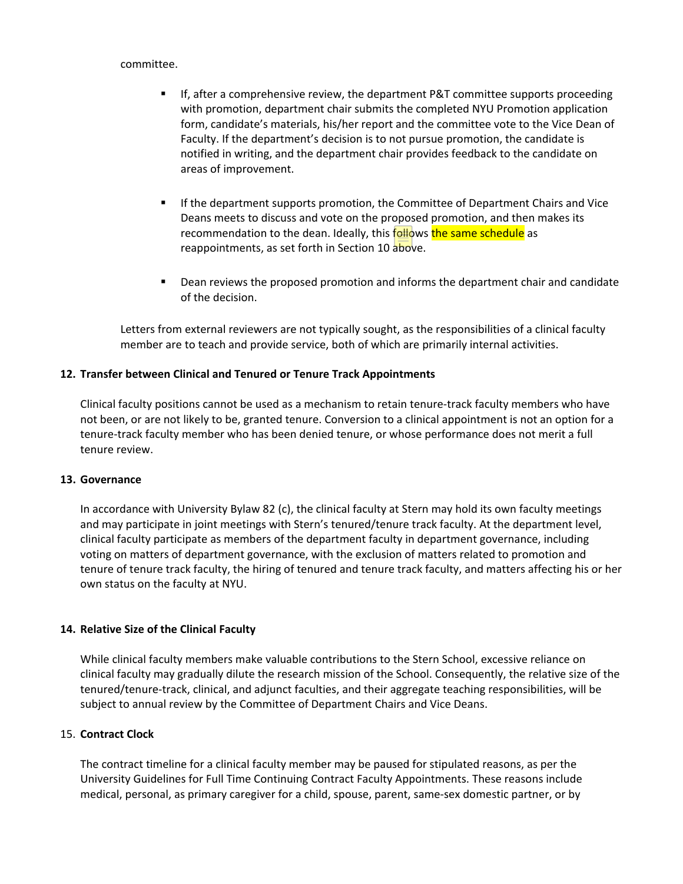committee.

- If, after a comprehensive review, the department P&T committee supports proceeding with promotion, department chair submits the completed NYU Promotion application form, candidate's materials, his/her report and the committee vote to the Vice Dean of Faculty. If the department's decision is to not pursue promotion, the candidate is notified in writing, and the department chair provides feedback to the candidate on areas of improvement.

- If the department supports promotion, the Committee of Department Chairs and Vice Deans meets to discuss and vote on the proposed promotion, and then makes its recommendation to the dean. Ideally, this follows the same schedule as reappointments, as set forth in Section 10 above.

- Dean reviews the proposed promotion and informs the department chair and candidate of the decision.

Letters from external reviewers are not typically sought, as the responsibilities of a clinical faculty member are to teach and provide service, both of which are primarily internal activities.

**12. Transfer between Clinical and Tenured or Tenure Track Appointments**

Clinical faculty positions cannot be used as a mechanism to retain tenure-track faculty members who have not been, or are not likely to be, granted tenure. Conversion to a clinical appointment is not an option for a tenure-track faculty member who has been denied tenure, or whose performance does not merit a full tenure review.

**13. Governance**

In accordance with University Bylaw 82 (c), the clinical faculty at Stern may hold its own faculty meetings and may participate in joint meetings with Stern's tenured/tenure track faculty. At the department level, clinical faculty participate as members of the department faculty in department governance, including voting on matters of department governance, with the exclusion of matters related to promotion and tenure of tenure track faculty, the hiring of tenured and tenure track faculty, and matters affecting his or her own status on the faculty at NYU.

**14. Relative Size of the Clinical Faculty**

While clinical faculty members make valuable contributions to the Stern School, excessive reliance on clinical faculty may gradually dilute the research mission of the School. Consequently, the relative size of the tenured/tenure-track, clinical, and adjunct faculties, and their aggregate teaching responsibilities, will be subject to annual review by the Committee of Department Chairs and Vice Deans.

15. **Contract Clock**

The contract timeline for a clinical faculty member may be paused for stipulated reasons, as per the University Guidelines for Full Time Continuing Contract Faculty Appointments. These reasons include medical, personal, as primary caregiver for a child, spouse, parent, same-sex domestic partner, or by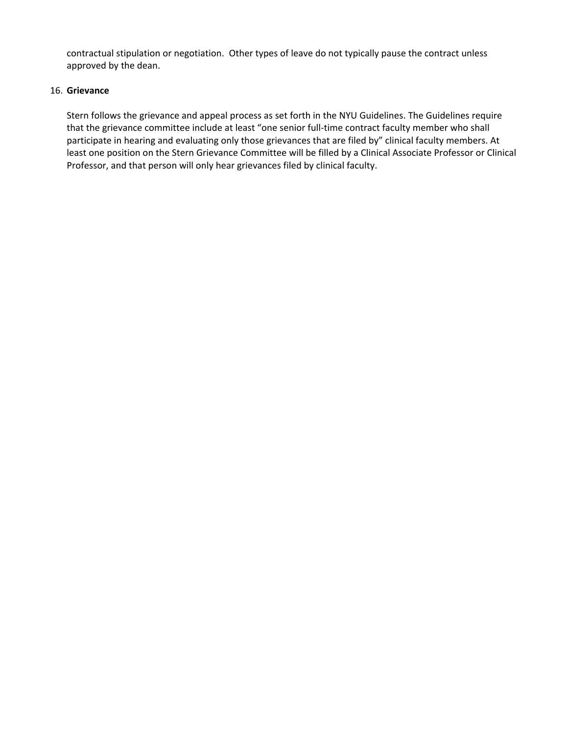contractual stipulation or negotiation. Other types of leave do not typically pause the contract unless approved by the dean.

16. **Grievance**

    Stern follows the grievance and appeal process as set forth in the NYU Guidelines. The Guidelines require that the grievance committee include at least "one senior full-time contract faculty member who shall participate in hearing and evaluating only those grievances that are filed by" clinical faculty members. At least one position on the Stern Grievance Committee will be filled by a Clinical Associate Professor or Clinical Professor, and that person will only hear grievances filed by clinical faculty.